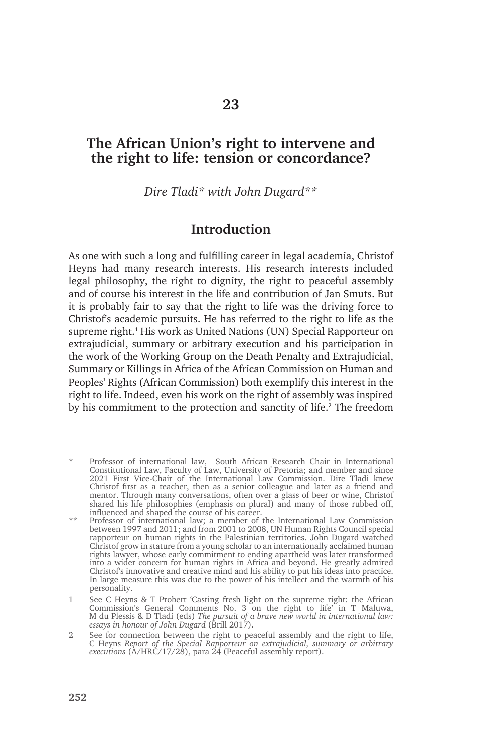# 23

# The African Union's right to intervene and the right to life: tension or concordance?

*Dire Tladi\* with John Dugard\*\**

## Introduction

As one with such a long and fulfilling career in legal academia, Christof Heyns had many research interests. His research interests included legal philosophy, the right to dignity, the right to peaceful assembly and of course his interest in the life and contribution of Jan Smuts. But it is probably fair to say that the right to life was the driving force to Christof's academic pursuits. He has referred to the right to life as the supreme right.[1] His work as United Nations (UN) Special Rapporteur on extrajudicial, summary or arbitrary execution and his participation in the work of the Working Group on the Death Penalty and Extrajudicial, Summary or Killings in Africa of the African Commission on Human and Peoples' Rights (African Commission) both exemplify this interest in the right to life. Indeed, even his work on the right of assembly was inspired by his commitment to the protection and sanctity of life.[2] The freedom

\* Professor of international law, South African Research Chair in International Constitutional Law, Faculty of Law, University of Pretoria; and member and since 2021 First Vice-Chair of the International Law Commission. Dire Tladi knew Christof first as a teacher, then as a senior colleague and later as a friend and mentor. Through many conversations, often over a glass of beer or wine, Christof shared his life philosophies (emphasis on plural) and many of those rubbed off, influenced and shaped the course of his career.

\*\* Professor of international law; a member of the International Law Commission between 1997 and 2011; and from 2001 to 2008, UN Human Rights Council special rapporteur on human rights in the Palestinian territories. John Dugard watched Christof grow in stature from a young scholar to an internationally acclaimed human rights lawyer, whose early commitment to ending apartheid was later transformed into a wider concern for human rights in Africa and beyond. He greatly admired Christof's innovative and creative mind and his ability to put his ideas into practice. In large measure this was due to the power of his intellect and the warmth of his personality.

1 See C Heyns & T Probert 'Casting fresh light on the supreme right: the African Commission's General Comments No. 3 on the right to life' in T Maluwa, M du Plessis & D Tladi (eds) *The pursuit of a brave new world in international law: essays in honour of John Dugard* (Brill 2017).

2 See for connection between the right to peaceful assembly and the right to life, C Heyns *Report of the Special Rapporteur on extrajudicial, summary or arbitrary executions* (A/HRC/17/28), para 24 (Peaceful assembly report).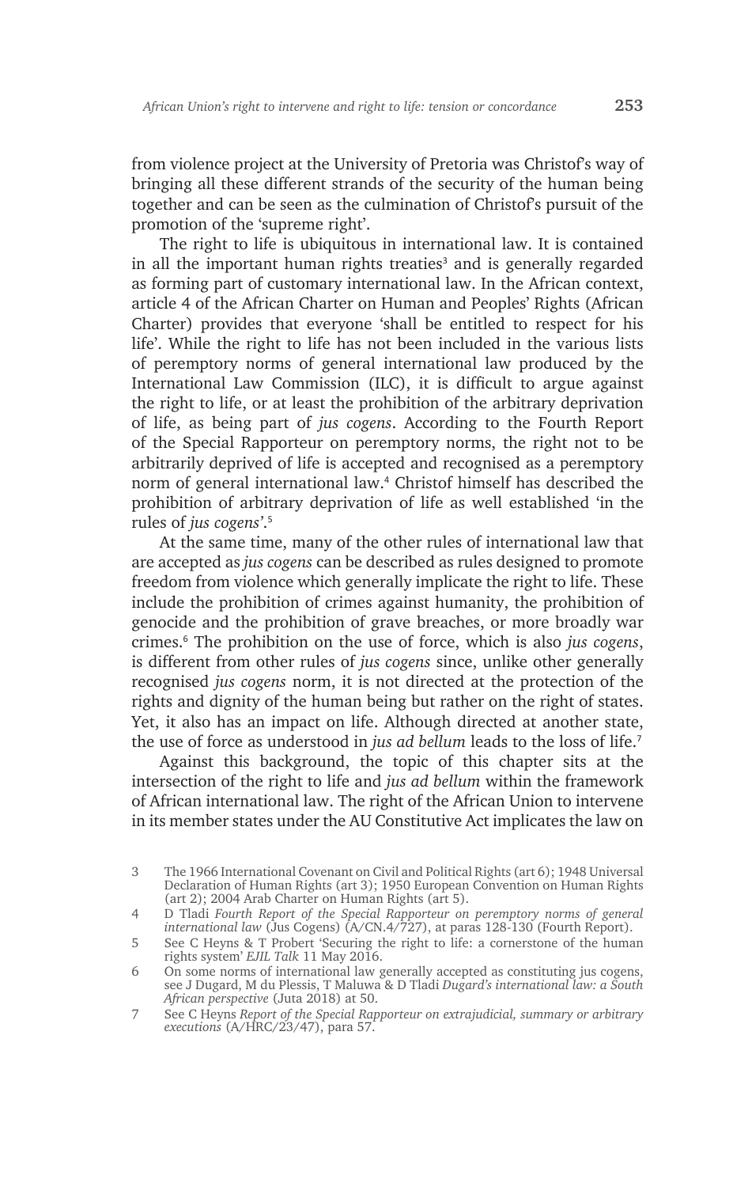from violence project at the University of Pretoria was Christof's way of bringing all these different strands of the security of the human being together and can be seen as the culmination of Christof's pursuit of the promotion of the 'supreme right'.

The right to life is ubiquitous in international law. It is contained in all the important human rights treaties[3] and is generally regarded as forming part of customary international law. In the African context, article 4 of the African Charter on Human and Peoples' Rights (African Charter) provides that everyone 'shall be entitled to respect for his life'. While the right to life has not been included in the various lists of peremptory norms of general international law produced by the International Law Commission (ILC), it is difficult to argue against the right to life, or at least the prohibition of the arbitrary deprivation of life, as being part of *jus cogens*. According to the Fourth Report of the Special Rapporteur on peremptory norms, the right not to be arbitrarily deprived of life is accepted and recognised as a peremptory norm of general international law.[4] Christof himself has described the prohibition of arbitrary deprivation of life as well established 'in the rules of *jus cogens*'.[5]

At the same time, many of the other rules of international law that are accepted as *jus cogens* can be described as rules designed to promote freedom from violence which generally implicate the right to life. These include the prohibition of crimes against humanity, the prohibition of genocide and the prohibition of grave breaches, or more broadly war crimes.[6] The prohibition on the use of force, which is also *jus cogens*, is different from other rules of *jus cogens* since, unlike other generally recognised *jus cogens* norm, it is not directed at the protection of the rights and dignity of the human being but rather on the right of states. Yet, it also has an impact on life. Although directed at another state, the use of force as understood in *jus ad bellum* leads to the loss of life.[7]

Against this background, the topic of this chapter sits at the intersection of the right to life and *jus ad bellum* within the framework of African international law. The right of the African Union to intervene in its member states under the AU Constitutive Act implicates the law on

---

3 The 1966 International Covenant on Civil and Political Rights (art 6); 1948 Universal Declaration of Human Rights (art 3); 1950 European Convention on Human Rights (art 2); 2004 Arab Charter on Human Rights (art 5).

4 D Tladi *Fourth Report of the Special Rapporteur on peremptory norms of general international law* (Jus Cogens) (A/CN.4/727), at paras 128-130 (Fourth Report).

5 See C Heyns & T Probert 'Securing the right to life: a cornerstone of the human rights system' *EJIL Talk* 11 May 2016.

6 On some norms of international law generally accepted as constituting jus cogens, see J Dugard, M du Plessis, T Maluwa & D Tladi *Dugard's international law: a South African perspective* (Juta 2018) at 50.

7 See C Heyns *Report of the Special Rapporteur on extrajudicial, summary or arbitrary executions* (A/HRC/23/47), para 57.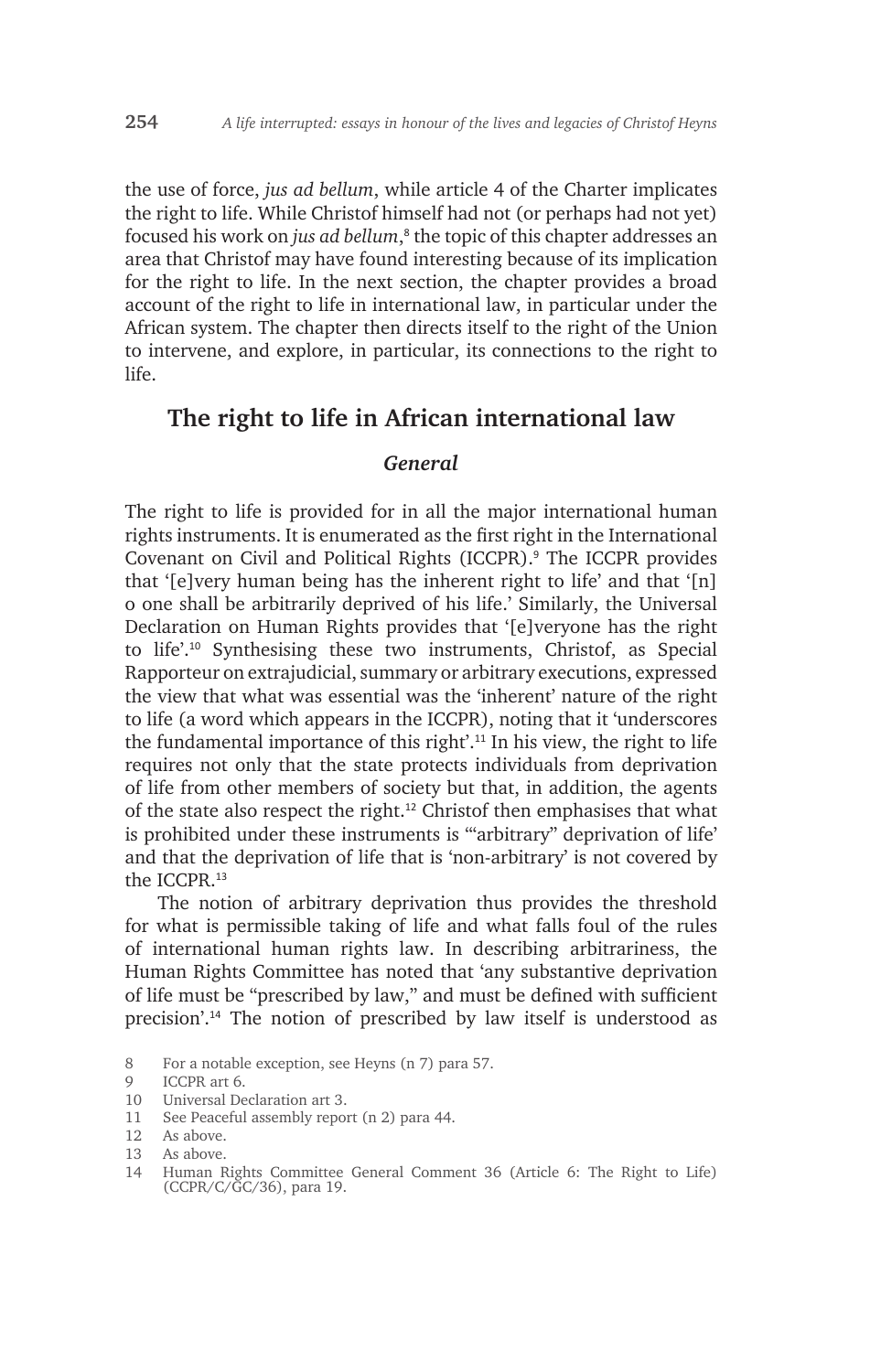the use of force, *jus ad bellum*, while article 4 of the Charter implicates the right to life. While Christof himself had not (or perhaps had not yet) focused his work on *jus ad bellum*,[8] the topic of this chapter addresses an area that Christof may have found interesting because of its implication for the right to life. In the next section, the chapter provides a broad account of the right to life in international law, in particular under the African system. The chapter then directs itself to the right of the Union to intervene, and explore, in particular, its connections to the right to life.

## The right to life in African international law

### *General*

The right to life is provided for in all the major international human rights instruments. It is enumerated as the first right in the International Covenant on Civil and Political Rights (ICCPR).[9] The ICCPR provides that '[e]very human being has the inherent right to life' and that '[n]o one shall be arbitrarily deprived of his life.' Similarly, the Universal Declaration on Human Rights provides that '[e]veryone has the right to life'.[10] Synthesising these two instruments, Christof, as Special Rapporteur on extrajudicial, summary or arbitrary executions, expressed the view that what was essential was the 'inherent' nature of the right to life (a word which appears in the ICCPR), noting that it 'underscores the fundamental importance of this right'.[11] In his view, the right to life requires not only that the state protects individuals from deprivation of life from other members of society but that, in addition, the agents of the state also respect the right.[12] Christof then emphasises that what is prohibited under these instruments is '"arbitrary" deprivation of life' and that the deprivation of life that is 'non-arbitrary' is not covered by the ICCPR.[13]

The notion of arbitrary deprivation thus provides the threshold for what is permissible taking of life and what falls foul of the rules of international human rights law. In describing arbitrariness, the Human Rights Committee has noted that 'any substantive deprivation of life must be "prescribed by law," and must be defined with sufficient precision'.[14] The notion of prescribed by law itself is understood as

8 For a notable exception, see Heyns (n 7) para 57.

9 ICCPR art 6.

10 Universal Declaration art 3.

11 See Peaceful assembly report (n 2) para 44.

12 As above.

13 As above.

14 Human Rights Committee General Comment 36 (Article 6: The Right to Life) (CCPR/C/GC/36), para 19.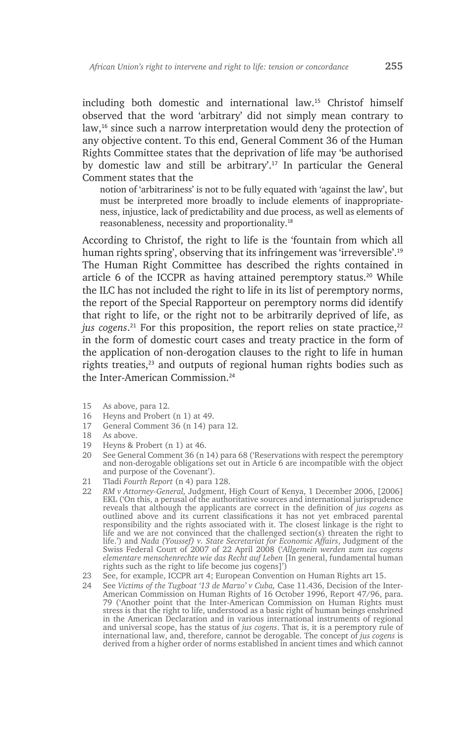including both domestic and international law.[15] Christof himself observed that the word 'arbitrary' did not simply mean contrary to law,[16] since such a narrow interpretation would deny the protection of any objective content. To this end, General Comment 36 of the Human Rights Committee states that the deprivation of life may 'be authorised by domestic law and still be arbitrary'.[17] In particular the General Comment states that the

> notion of 'arbitrariness' is not to be fully equated with 'against the law', but must be interpreted more broadly to include elements of inappropriateness, injustice, lack of predictability and due process, as well as elements of reasonableness, necessity and proportionality.[18]

According to Christof, the right to life is the 'fountain from which all human rights spring', observing that its infringement was 'irreversible'.[19] The Human Right Committee has described the rights contained in article 6 of the ICCPR as having attained peremptory status.[20] While the ILC has not included the right to life in its list of peremptory norms, the report of the Special Rapporteur on peremptory norms did identify that right to life, or the right not to be arbitrarily deprived of life, as *jus cogens*.[21] For this proposition, the report relies on state practice,[22] in the form of domestic court cases and treaty practice in the form of the application of non-derogation clauses to the right to life in human rights treaties,[23] and outputs of regional human rights bodies such as the Inter-American Commission.[24]

15 As above, para 12.

16 Heyns and Probert (n 1) at 49.

17 General Comment 36 (n 14) para 12.

18 As above.

19 Heyns & Probert (n 1) at 46.

20 See General Comment 36 (n 14) para 68 ('Reservations with respect the peremptory and non-derogable obligations set out in Article 6 are incompatible with the object and purpose of the Covenant').

21 Tladi *Fourth Report* (n 4) para 128.

22 *RM v Attorney-General,* Judgment, High Court of Kenya, 1 December 2006, [2006] EKL ('On this, a perusal of the authoritative sources and international jurisprudence reveals that although the applicants are correct in the definition of *jus cogens* as outlined above and its current classifications it has not yet embraced parental responsibility and the rights associated with it. The closest linkage is the right to life and we are not convinced that the challenged section(s) threaten the right to life.') and *Nada (Youssef) v. State Secretariat for Economic Affairs*, Judgment of the Swiss Federal Court of 2007 of 22 April 2008 ('*Allgemein werden zum ius cogens elementare menschenrechte wie das Recht auf Leben* [In general, fundamental human rights such as the right to life become jus cogens]')

23 See, for example, ICCPR art 4; European Convention on Human Rights art 15.

24 See *Victims of the Tugboat '13 de Marzo' v Cuba,* Case 11.436, Decision of the Inter-American Commission on Human Rights of 16 October 1996, Report 47/96, para. 79 ('Another point that the Inter-American Commission on Human Rights must stress is that the right to life, understood as a basic right of human beings enshrined in the American Declaration and in various international instruments of regional and universal scope, has the status of *jus cogens*. That is, it is a peremptory rule of international law, and, therefore, cannot be derogable. The concept of *jus cogens* is derived from a higher order of norms established in ancient times and which cannot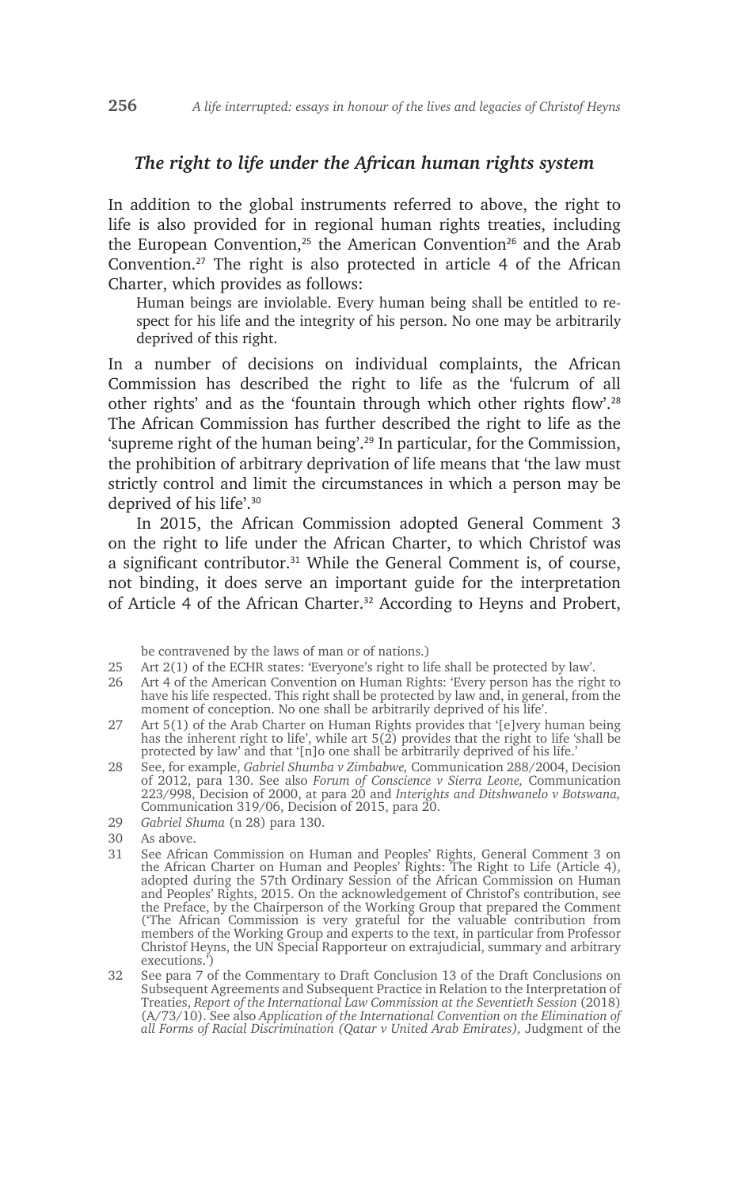## *The right to life under the African human rights system*

In addition to the global instruments referred to above, the right to life is also provided for in regional human rights treaties, including the European Convention,[25] the American Convention[26] and the Arab Convention.[27] The right is also protected in article 4 of the African Charter, which provides as follows:

> Human beings are inviolable. Every human being shall be entitled to respect for his life and the integrity of his person. No one may be arbitrarily deprived of this right.

In a number of decisions on individual complaints, the African Commission has described the right to life as the 'fulcrum of all other rights' and as the 'fountain through which other rights flow'.[28] The African Commission has further described the right to life as the 'supreme right of the human being'.[29] In particular, for the Commission, the prohibition of arbitrary deprivation of life means that 'the law must strictly control and limit the circumstances in which a person may be deprived of his life'.[30]

In 2015, the African Commission adopted General Comment 3 on the right to life under the African Charter, to which Christof was a significant contributor.[31] While the General Comment is, of course, not binding, it does serve an important guide for the interpretation of Article 4 of the African Charter.[32] According to Heyns and Probert,

be contravened by the laws of man or of nations.)

25 Art 2(1) of the ECHR states: 'Everyone's right to life shall be protected by law'.

26 Art 4 of the American Convention on Human Rights: 'Every person has the right to have his life respected. This right shall be protected by law and, in general, from the moment of conception. No one shall be arbitrarily deprived of his life'.

27 Art 5(1) of the Arab Charter on Human Rights provides that '[e]very human being has the inherent right to life', while art 5(2) provides that the right to life 'shall be protected by law' and that '[n]o one shall be arbitrarily deprived of his life.'

28 See, for example, *Gabriel Shumba v Zimbabwe,* Communication 288/2004, Decision of 2012, para 130. See also *Forum of Conscience v Sierra Leone,* Communication 223/998, Decision of 2000, at para 20 and *Interights and Ditshwanelo v Botswana,* Communication 319/06, Decision of 2015, para 20.

29 *Gabriel Shuma* (n 28) para 130.

30 As above.

31 See African Commission on Human and Peoples' Rights, General Comment 3 on the African Charter on Human and Peoples' Rights: The Right to Life (Article 4), adopted during the 57th Ordinary Session of the African Commission on Human and Peoples' Rights, 2015. On the acknowledgement of Christof's contribution, see the Preface, by the Chairperson of the Working Group that prepared the Comment ('The African Commission is very grateful for the valuable contribution from members of the Working Group and experts to the text, in particular from Professor Christof Heyns, the UN Special Rapporteur on extrajudicial, summary and arbitrary executions.')

32 See para 7 of the Commentary to Draft Conclusion 13 of the Draft Conclusions on Subsequent Agreements and Subsequent Practice in Relation to the Interpretation of Treaties, *Report of the International Law Commission at the Seventieth Session* (2018) (A/73/10). See also *Application of the International Convention on the Elimination of all Forms of Racial Discrimination (Qatar v United Arab Emirates),* Judgment of the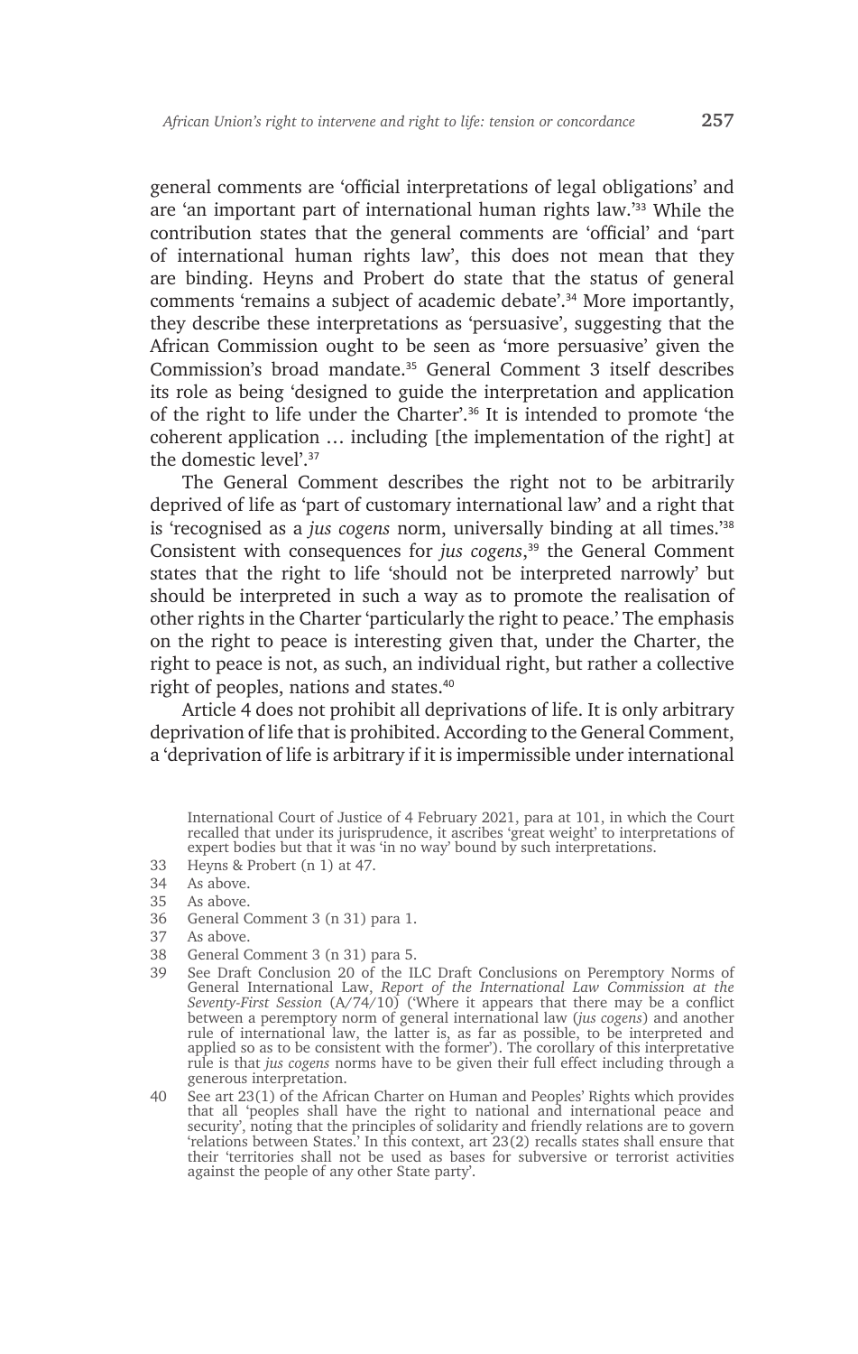general comments are 'official interpretations of legal obligations' and are 'an important part of international human rights law.'[33] While the contribution states that the general comments are 'official' and 'part of international human rights law', this does not mean that they are binding. Heyns and Probert do state that the status of general comments 'remains a subject of academic debate'.[34] More importantly, they describe these interpretations as 'persuasive', suggesting that the African Commission ought to be seen as 'more persuasive' given the Commission's broad mandate.[35] General Comment 3 itself describes its role as being 'designed to guide the interpretation and application of the right to life under the Charter'.[36] It is intended to promote 'the coherent application … including [the implementation of the right] at the domestic level'.[37]

The General Comment describes the right not to be arbitrarily deprived of life as 'part of customary international law' and a right that is 'recognised as a *jus cogens* norm, universally binding at all times.'[38] Consistent with consequences for *jus cogens*,[39] the General Comment states that the right to life 'should not be interpreted narrowly' but should be interpreted in such a way as to promote the realisation of other rights in the Charter 'particularly the right to peace.' The emphasis on the right to peace is interesting given that, under the Charter, the right to peace is not, as such, an individual right, but rather a collective right of peoples, nations and states.[40]

Article 4 does not prohibit all deprivations of life. It is only arbitrary deprivation of life that is prohibited. According to the General Comment, a 'deprivation of life is arbitrary if it is impermissible under international

International Court of Justice of 4 February 2021, para at 101, in which the Court recalled that under its jurisprudence, it ascribes 'great weight' to interpretations of expert bodies but that it was 'in no way' bound by such interpretations.

33 Heyns & Probert (n 1) at 47.

34 As above.

35 As above.

36 General Comment 3 (n 31) para 1.

37 As above.

38 General Comment 3 (n 31) para 5.

39 See Draft Conclusion 20 of the ILC Draft Conclusions on Peremptory Norms of General International Law, *Report of the International Law Commission at the Seventy-First Session* (A/74/10) ('Where it appears that there may be a conflict between a peremptory norm of general international law (*jus cogens*) and another rule of international law, the latter is, as far as possible, to be interpreted and applied so as to be consistent with the former'). The corollary of this interpretative rule is that *jus cogens* norms have to be given their full effect including through a generous interpretation.

40 See art 23(1) of the African Charter on Human and Peoples' Rights which provides that all 'peoples shall have the right to national and international peace and security', noting that the principles of solidarity and friendly relations are to govern 'relations between States.' In this context, art 23(2) recalls states shall ensure that their 'territories shall not be used as bases for subversive or terrorist activities against the people of any other State party'.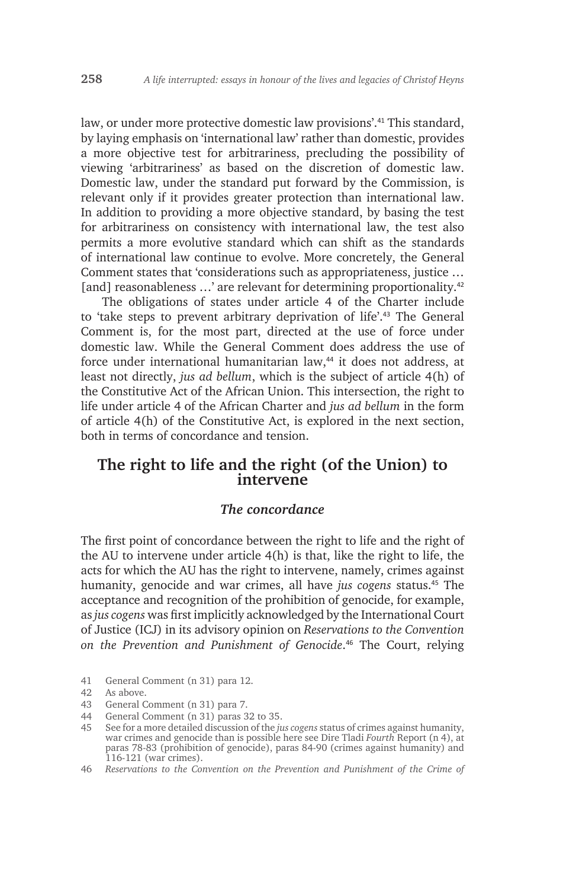law, or under more protective domestic law provisions'.[41] This standard, by laying emphasis on 'international law' rather than domestic, provides a more objective test for arbitrariness, precluding the possibility of viewing 'arbitrariness' as based on the discretion of domestic law. Domestic law, under the standard put forward by the Commission, is relevant only if it provides greater protection than international law. In addition to providing a more objective standard, by basing the test for arbitrariness on consistency with international law, the test also permits a more evolutive standard which can shift as the standards of international law continue to evolve. More concretely, the General Comment states that 'considerations such as appropriateness, justice … [and] reasonableness …' are relevant for determining proportionality.[42]

The obligations of states under article 4 of the Charter include to 'take steps to prevent arbitrary deprivation of life'.[43] The General Comment is, for the most part, directed at the use of force under domestic law. While the General Comment does address the use of force under international humanitarian law,[44] it does not address, at least not directly, *jus ad bellum*, which is the subject of article 4(h) of the Constitutive Act of the African Union. This intersection, the right to life under article 4 of the African Charter and *jus ad bellum* in the form of article 4(h) of the Constitutive Act, is explored in the next section, both in terms of concordance and tension.

## The right to life and the right (of the Union) to intervene

### *The concordance*

The first point of concordance between the right to life and the right of the AU to intervene under article 4(h) is that, like the right to life, the acts for which the AU has the right to intervene, namely, crimes against humanity, genocide and war crimes, all have *jus cogens* status.[45] The acceptance and recognition of the prohibition of genocide, for example, as *jus cogens* was first implicitly acknowledged by the International Court of Justice (ICJ) in its advisory opinion on *Reservations to the Convention on the Prevention and Punishment of Genocide*.[46] The Court, relying

41 General Comment (n 31) para 12.

42 As above.

43 General Comment (n 31) para 7.

44 General Comment (n 31) paras 32 to 35.

45 See for a more detailed discussion of the *jus cogens* status of crimes against humanity, war crimes and genocide than is possible here see Dire Tladi *Fourth* Report (n 4), at paras 78-83 (prohibition of genocide), paras 84-90 (crimes against humanity) and 116-121 (war crimes).

46 *Reservations to the Convention on the Prevention and Punishment of the Crime of*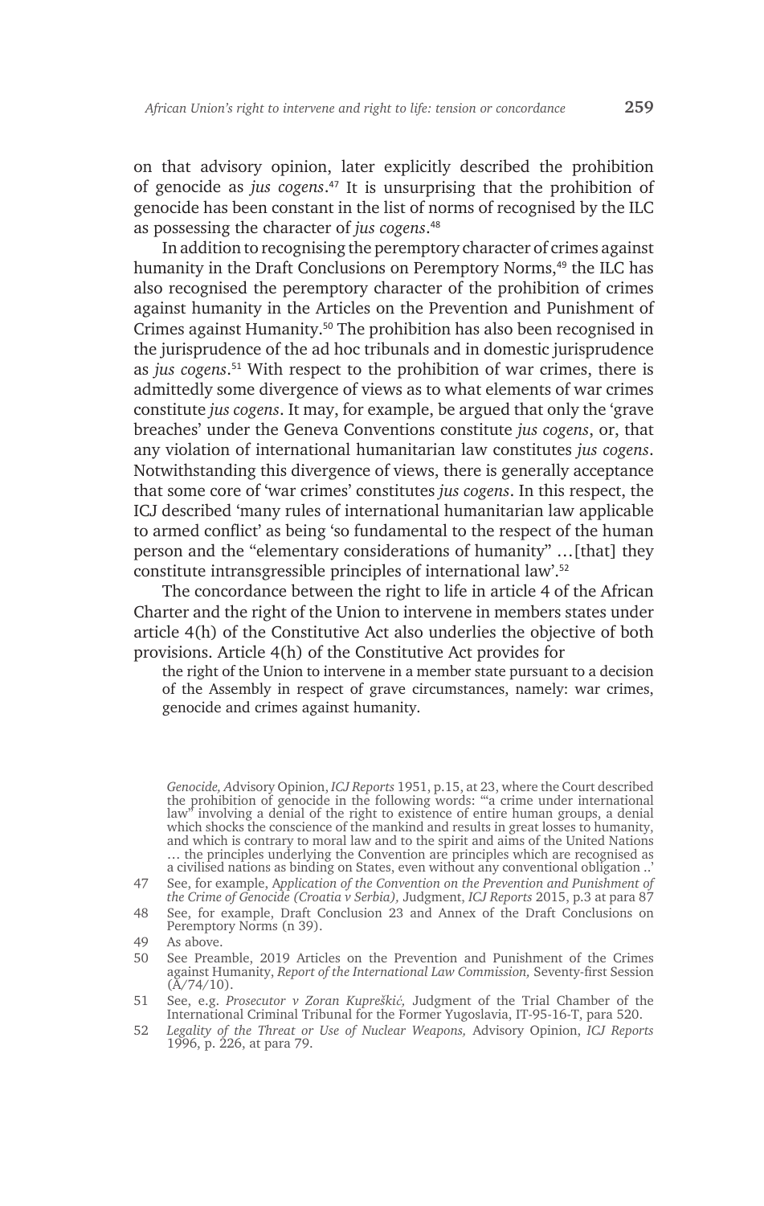on that advisory opinion, later explicitly described the prohibition of genocide as *jus cogens*.[47] It is unsurprising that the prohibition of genocide has been constant in the list of norms of recognised by the ILC as possessing the character of *jus cogens*.[48]

In addition to recognising the peremptory character of crimes against humanity in the Draft Conclusions on Peremptory Norms,[49] the ILC has also recognised the peremptory character of the prohibition of crimes against humanity in the Articles on the Prevention and Punishment of Crimes against Humanity.[50] The prohibition has also been recognised in the jurisprudence of the ad hoc tribunals and in domestic jurisprudence as *jus cogens*.[51] With respect to the prohibition of war crimes, there is admittedly some divergence of views as to what elements of war crimes constitute *jus cogens*. It may, for example, be argued that only the 'grave breaches' under the Geneva Conventions constitute *jus cogens*, or, that any violation of international humanitarian law constitutes *jus cogens*. Notwithstanding this divergence of views, there is generally acceptance that some core of 'war crimes' constitutes *jus cogens*. In this respect, the ICJ described 'many rules of international humanitarian law applicable to armed conflict' as being 'so fundamental to the respect of the human person and the "elementary considerations of humanity" …[that] they constitute intransgressible principles of international law'.[52]

The concordance between the right to life in article 4 of the African Charter and the right of the Union to intervene in members states under article 4(h) of the Constitutive Act also underlies the objective of both provisions. Article 4(h) of the Constitutive Act provides for

> the right of the Union to intervene in a member state pursuant to a decision of the Assembly in respect of grave circumstances, namely: war crimes, genocide and crimes against humanity.

*Genocide, A*dvisory Opinion, *ICJ Reports* 1951, p.15, at 23, where the Court described the prohibition of genocide in the following words: '"a crime under international law" involving a denial of the right to existence of entire human groups, a denial which shocks the conscience of the mankind and results in great losses to humanity, and which is contrary to moral law and to the spirit and aims of the United Nations … the principles underlying the Convention are principles which are recognised as a civilised nations as binding on States, even without any conventional obligation ..'

47 See, for example, A*pplication of the Convention on the Prevention and Punishment of the Crime of Genocide (Croatia v Serbia),* Judgment, *ICJ Reports* 2015, p.3 at para 87

48 See, for example, Draft Conclusion 23 and Annex of the Draft Conclusions on Peremptory Norms (n 39).

49 As above.

50 See Preamble, 2019 Articles on the Prevention and Punishment of the Crimes against Humanity, *Report of the International Law Commission,* Seventy-first Session (A/74/10).

51 See, e.g. *Prosecutor v Zoran Kupreškić,* Judgment of the Trial Chamber of the International Criminal Tribunal for the Former Yugoslavia, IT-95-16-T, para 520.

52 *Legality of the Threat or Use of Nuclear Weapons,* Advisory Opinion, *ICJ Reports* 1996, p. 226, at para 79.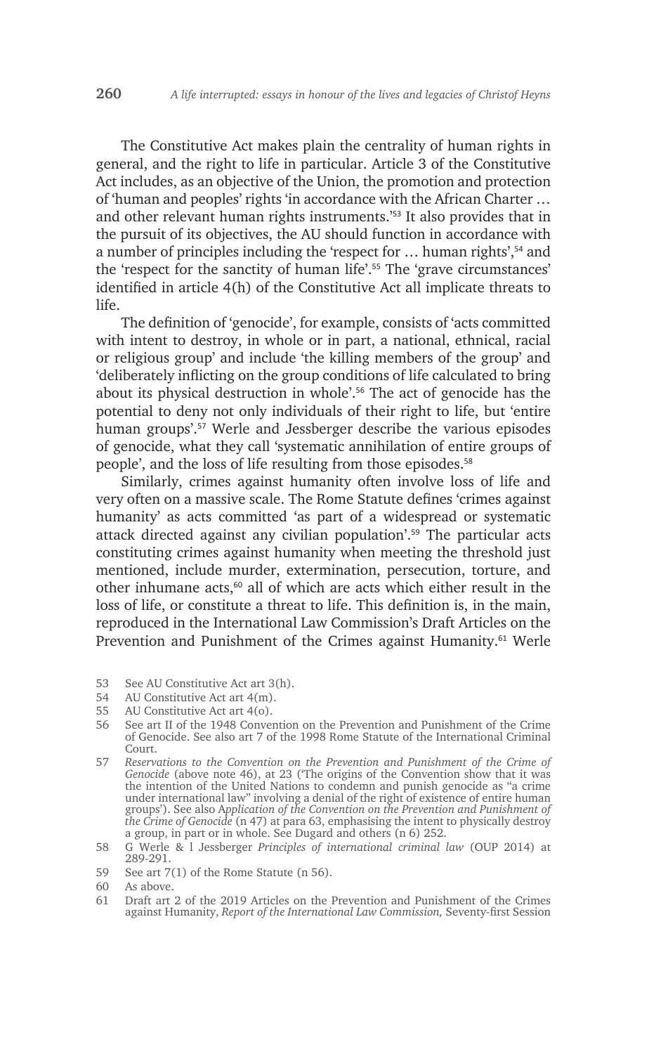The Constitutive Act makes plain the centrality of human rights in general, and the right to life in particular. Article 3 of the Constitutive Act includes, as an objective of the Union, the promotion and protection of 'human and peoples' rights 'in accordance with the African Charter … and other relevant human rights instruments.'[53] It also provides that in the pursuit of its objectives, the AU should function in accordance with a number of principles including the 'respect for … human rights',[54] and the 'respect for the sanctity of human life'.[55] The 'grave circumstances' identified in article 4(h) of the Constitutive Act all implicate threats to life.

The definition of 'genocide', for example, consists of 'acts committed with intent to destroy, in whole or in part, a national, ethnical, racial or religious group' and include 'the killing members of the group' and 'deliberately inflicting on the group conditions of life calculated to bring about its physical destruction in whole'.[56] The act of genocide has the potential to deny not only individuals of their right to life, but 'entire human groups'.[57] Werle and Jessberger describe the various episodes of genocide, what they call 'systematic annihilation of entire groups of people', and the loss of life resulting from those episodes.[58]

Similarly, crimes against humanity often involve loss of life and very often on a massive scale. The Rome Statute defines 'crimes against humanity' as acts committed 'as part of a widespread or systematic attack directed against any civilian population'.[59] The particular acts constituting crimes against humanity when meeting the threshold just mentioned, include murder, extermination, persecution, torture, and other inhumane acts,[60] all of which are acts which either result in the loss of life, or constitute a threat to life. This definition is, in the main, reproduced in the International Law Commission's Draft Articles on the Prevention and Punishment of the Crimes against Humanity.[61] Werle

---

53 See AU Constitutive Act art 3(h).

54 AU Constitutive Act art 4(m).

55 AU Constitutive Act art 4(o).

56 See art II of the 1948 Convention on the Prevention and Punishment of the Crime of Genocide. See also art 7 of the 1998 Rome Statute of the International Criminal Court.

57 *Reservations to the Convention on the Prevention and Punishment of the Crime of Genocide* (above note 46), at 23 ('The origins of the Convention show that it was the intention of the United Nations to condemn and punish genocide as "a crime under international law" involving a denial of the right of existence of entire human groups'). See also A*pplication of the Convention on the Prevention and Punishment of the Crime of Genocide* (n 47) at para 63, emphasising the intent to physically destroy a group, in part or in whole. See Dugard and others (n 6) 252.

58 G Werle & l Jessberger *Principles of international criminal law* (OUP 2014) at 289-291.

59 See art 7(1) of the Rome Statute (n 56).

60 As above.

61 Draft art 2 of the 2019 Articles on the Prevention and Punishment of the Crimes against Humanity, *Report of the International Law Commission,* Seventy-first Session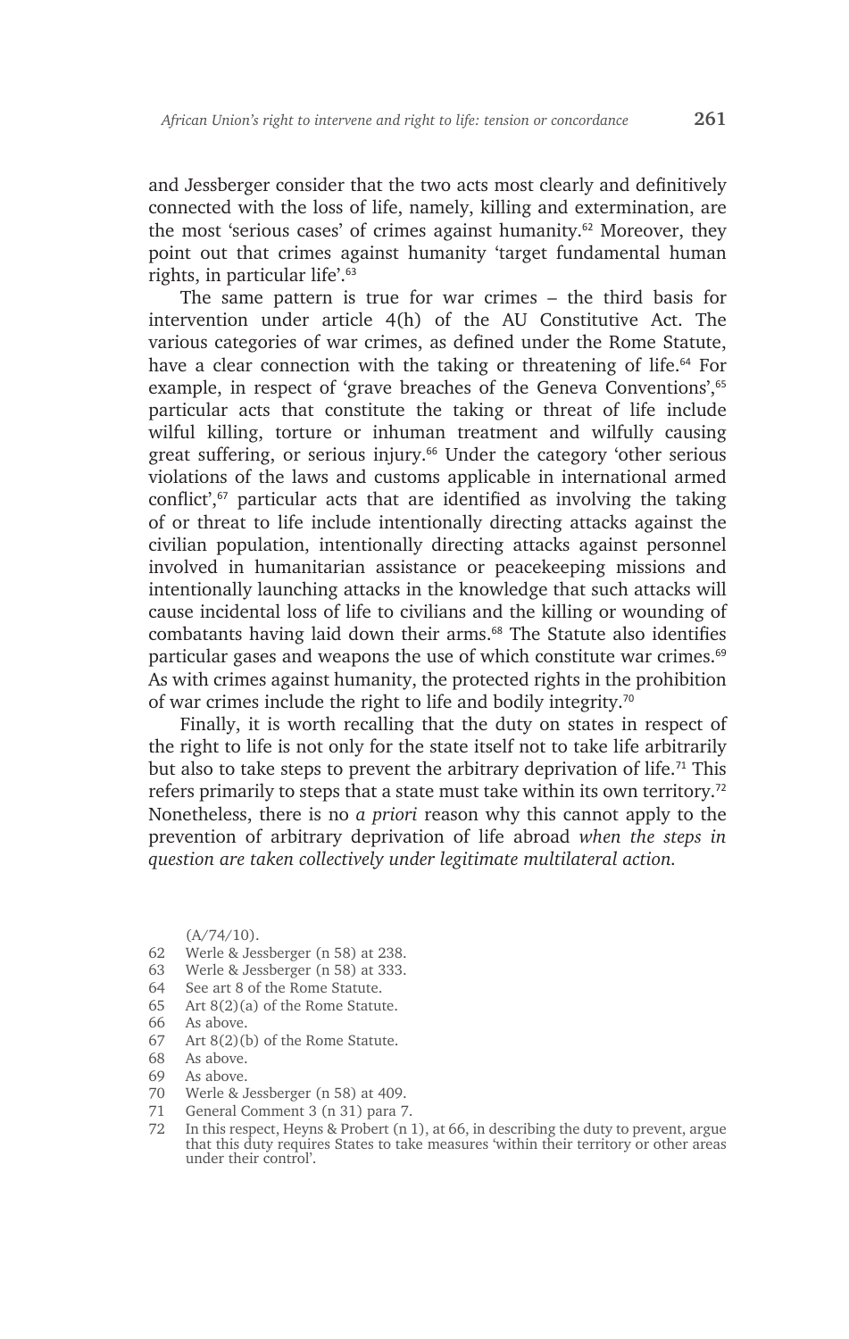and Jessberger consider that the two acts most clearly and definitively connected with the loss of life, namely, killing and extermination, are the most 'serious cases' of crimes against humanity.[62] Moreover, they point out that crimes against humanity 'target fundamental human rights, in particular life'.[63]

The same pattern is true for war crimes – the third basis for intervention under article 4(h) of the AU Constitutive Act. The various categories of war crimes, as defined under the Rome Statute, have a clear connection with the taking or threatening of life.[64] For example, in respect of 'grave breaches of the Geneva Conventions',[65] particular acts that constitute the taking or threat of life include wilful killing, torture or inhuman treatment and wilfully causing great suffering, or serious injury.[66] Under the category 'other serious violations of the laws and customs applicable in international armed conflict',[67] particular acts that are identified as involving the taking of or threat to life include intentionally directing attacks against the civilian population, intentionally directing attacks against personnel involved in humanitarian assistance or peacekeeping missions and intentionally launching attacks in the knowledge that such attacks will cause incidental loss of life to civilians and the killing or wounding of combatants having laid down their arms.[68] The Statute also identifies particular gases and weapons the use of which constitute war crimes.[69] As with crimes against humanity, the protected rights in the prohibition of war crimes include the right to life and bodily integrity.[70]

Finally, it is worth recalling that the duty on states in respect of the right to life is not only for the state itself not to take life arbitrarily but also to take steps to prevent the arbitrary deprivation of life.[71] This refers primarily to steps that a state must take within its own territory.[72] Nonetheless, there is no *a priori* reason why this cannot apply to the prevention of arbitrary deprivation of life abroad *when the steps in question are taken collectively under legitimate multilateral action.*

(A/74/10).

62 Werle & Jessberger (n 58) at 238.
63 Werle & Jessberger (n 58) at 333.
64 See art 8 of the Rome Statute.
65 Art 8(2)(a) of the Rome Statute.
66 As above.
67 Art 8(2)(b) of the Rome Statute.
68 As above.
69 As above.
70 Werle & Jessberger (n 58) at 409.
71 General Comment 3 (n 31) para 7.
72 In this respect, Heyns & Probert (n 1), at 66, in describing the duty to prevent, argue that this duty requires States to take measures 'within their territory or other areas under their control'.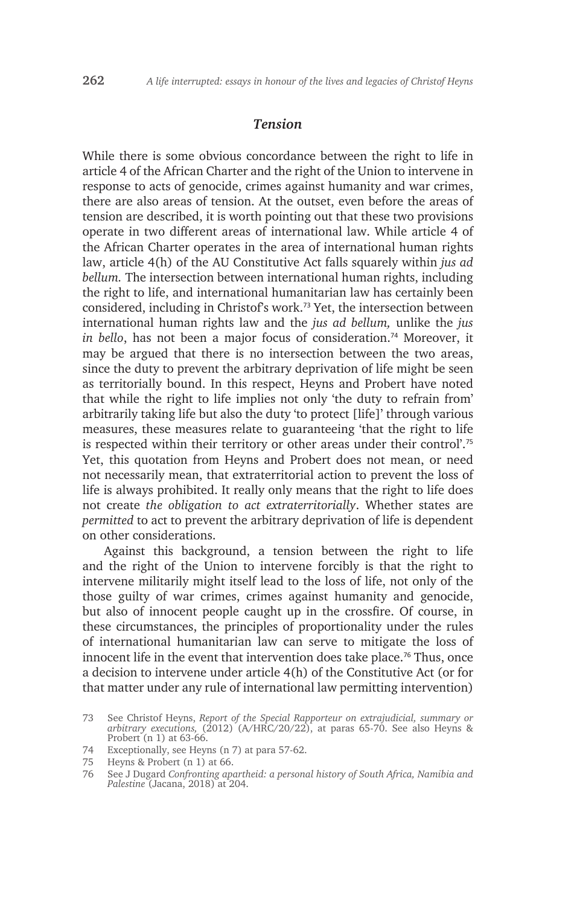### *Tension*

While there is some obvious concordance between the right to life in article 4 of the African Charter and the right of the Union to intervene in response to acts of genocide, crimes against humanity and war crimes, there are also areas of tension. At the outset, even before the areas of tension are described, it is worth pointing out that these two provisions operate in two different areas of international law. While article 4 of the African Charter operates in the area of international human rights law, article 4(h) of the AU Constitutive Act falls squarely within *jus ad bellum.* The intersection between international human rights, including the right to life, and international humanitarian law has certainly been considered, including in Christof's work.[73] Yet, the intersection between international human rights law and the *jus ad bellum,* unlike the *jus in bello*, has not been a major focus of consideration.[74] Moreover, it may be argued that there is no intersection between the two areas, since the duty to prevent the arbitrary deprivation of life might be seen as territorially bound. In this respect, Heyns and Probert have noted that while the right to life implies not only 'the duty to refrain from' arbitrarily taking life but also the duty 'to protect [life]' through various measures, these measures relate to guaranteeing 'that the right to life is respected within their territory or other areas under their control'.[75] Yet, this quotation from Heyns and Probert does not mean, or need not necessarily mean, that extraterritorial action to prevent the loss of life is always prohibited. It really only means that the right to life does not create *the obligation to act extraterritorially*. Whether states are *permitted* to act to prevent the arbitrary deprivation of life is dependent on other considerations.

Against this background, a tension between the right to life and the right of the Union to intervene forcibly is that the right to intervene militarily might itself lead to the loss of life, not only of the those guilty of war crimes, crimes against humanity and genocide, but also of innocent people caught up in the crossfire. Of course, in these circumstances, the principles of proportionality under the rules of international humanitarian law can serve to mitigate the loss of innocent life in the event that intervention does take place.[76] Thus, once a decision to intervene under article 4(h) of the Constitutive Act (or for that matter under any rule of international law permitting intervention)

73 See Christof Heyns, *Report of the Special Rapporteur on extrajudicial, summary or arbitrary executions,* (2012) (A/HRC/20/22), at paras 65-70. See also Heyns & Probert (n 1) at 63-66.

74 Exceptionally, see Heyns (n 7) at para 57-62.

75 Heyns & Probert (n 1) at 66.

76 See J Dugard *Confronting apartheid: a personal history of South Africa, Namibia and Palestine* (Jacana, 2018) at 204.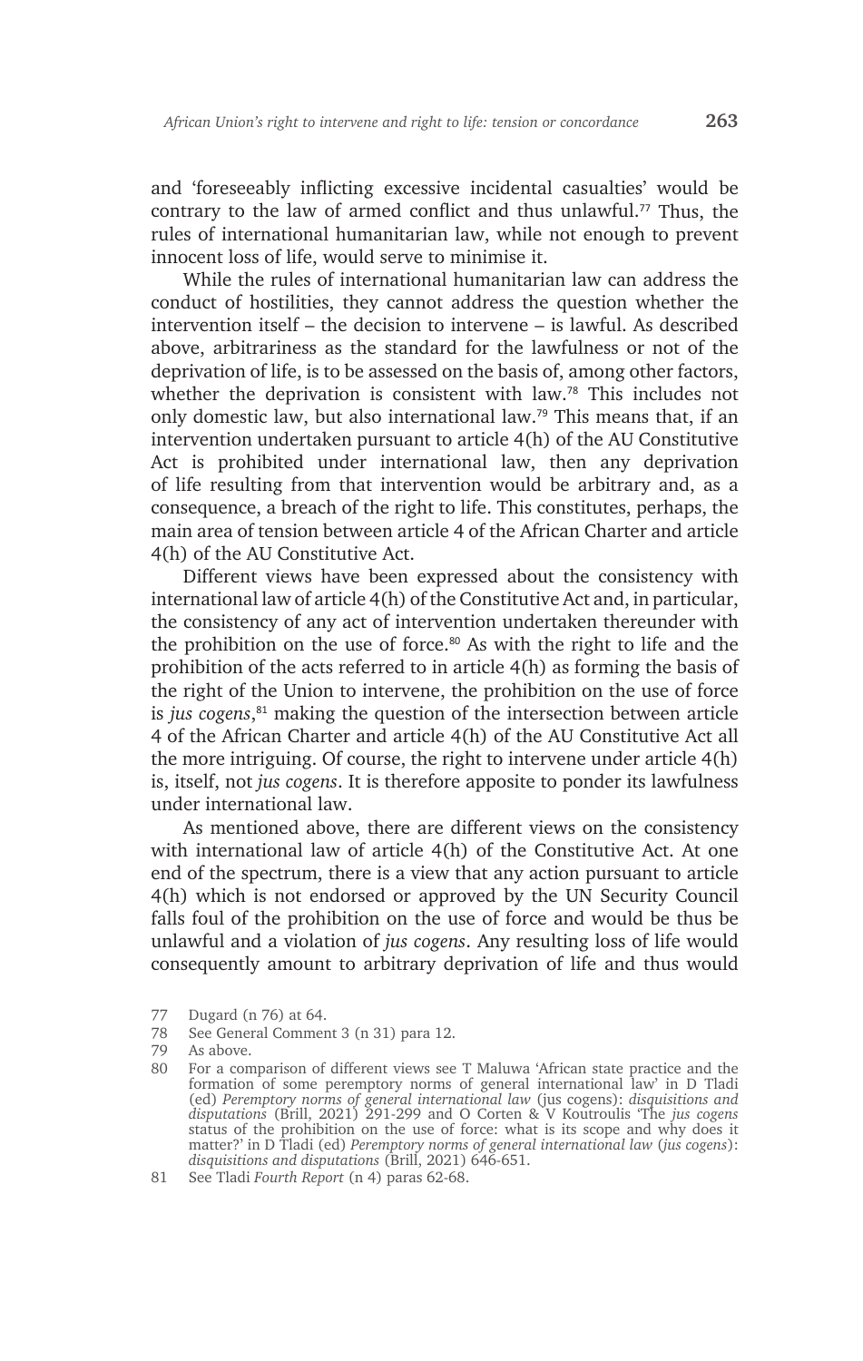and 'foreseeably inflicting excessive incidental casualties' would be contrary to the law of armed conflict and thus unlawful.[77] Thus, the rules of international humanitarian law, while not enough to prevent innocent loss of life, would serve to minimise it.

While the rules of international humanitarian law can address the conduct of hostilities, they cannot address the question whether the intervention itself – the decision to intervene – is lawful. As described above, arbitrariness as the standard for the lawfulness or not of the deprivation of life, is to be assessed on the basis of, among other factors, whether the deprivation is consistent with law.[78] This includes not only domestic law, but also international law.[79] This means that, if an intervention undertaken pursuant to article 4(h) of the AU Constitutive Act is prohibited under international law, then any deprivation of life resulting from that intervention would be arbitrary and, as a consequence, a breach of the right to life. This constitutes, perhaps, the main area of tension between article 4 of the African Charter and article 4(h) of the AU Constitutive Act.

Different views have been expressed about the consistency with international law of article 4(h) of the Constitutive Act and, in particular, the consistency of any act of intervention undertaken thereunder with the prohibition on the use of force.[80] As with the right to life and the prohibition of the acts referred to in article 4(h) as forming the basis of the right of the Union to intervene, the prohibition on the use of force is *jus cogens*,[81] making the question of the intersection between article 4 of the African Charter and article 4(h) of the AU Constitutive Act all the more intriguing. Of course, the right to intervene under article 4(h) is, itself, not *jus cogens*. It is therefore apposite to ponder its lawfulness under international law.

As mentioned above, there are different views on the consistency with international law of article 4(h) of the Constitutive Act. At one end of the spectrum, there is a view that any action pursuant to article 4(h) which is not endorsed or approved by the UN Security Council falls foul of the prohibition on the use of force and would be thus be unlawful and a violation of *jus cogens*. Any resulting loss of life would consequently amount to arbitrary deprivation of life and thus would

77 Dugard (n 76) at 64.

78 See General Comment 3 (n 31) para 12.

79 As above.

80 For a comparison of different views see T Maluwa 'African state practice and the formation of some peremptory norms of general international law' in D Tladi (ed) *Peremptory norms of general international law* (jus cogens): *disquisitions and disputations* (Brill, 2021) 291-299 and O Corten & V Koutroulis 'The *jus cogens* status of the prohibition on the use of force: what is its scope and why does it matter?' in D Tladi (ed) *Peremptory norms of general international law* (*jus cogens*): *disquisitions and disputations* (Brill, 2021) 646-651.

81 See Tladi *Fourth Report* (n 4) paras 62-68.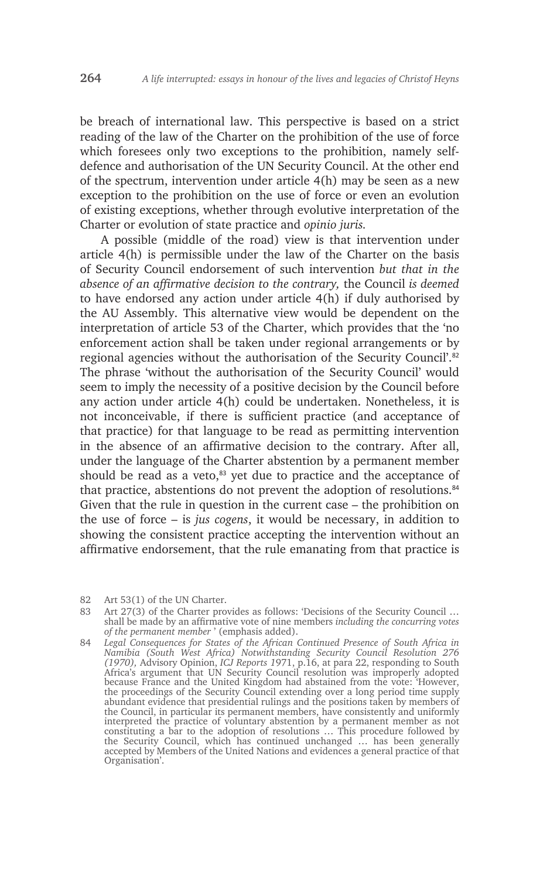be breach of international law. This perspective is based on a strict reading of the law of the Charter on the prohibition of the use of force which foresees only two exceptions to the prohibition, namely self-defence and authorisation of the UN Security Council. At the other end of the spectrum, intervention under article 4(h) may be seen as a new exception to the prohibition on the use of force or even an evolution of existing exceptions, whether through evolutive interpretation of the Charter or evolution of state practice and *opinio juris.*

A possible (middle of the road) view is that intervention under article 4(h) is permissible under the law of the Charter on the basis of Security Council endorsement of such intervention *but that in the absence of an affirmative decision to the contrary,* the Council *is deemed* to have endorsed any action under article 4(h) if duly authorised by the AU Assembly. This alternative view would be dependent on the interpretation of article 53 of the Charter, which provides that the 'no enforcement action shall be taken under regional arrangements or by regional agencies without the authorisation of the Security Council'.[82] The phrase 'without the authorisation of the Security Council' would seem to imply the necessity of a positive decision by the Council before any action under article 4(h) could be undertaken. Nonetheless, it is not inconceivable, if there is sufficient practice (and acceptance of that practice) for that language to be read as permitting intervention in the absence of an affirmative decision to the contrary. After all, under the language of the Charter abstention by a permanent member should be read as a veto,[83] yet due to practice and the acceptance of that practice, abstentions do not prevent the adoption of resolutions.[84] Given that the rule in question in the current case – the prohibition on the use of force – is *jus cogens*, it would be necessary, in addition to showing the consistent practice accepting the intervention without an affirmative endorsement, that the rule emanating from that practice is

82 Art 53(1) of the UN Charter.

83 Art 27(3) of the Charter provides as follows: 'Decisions of the Security Council … shall be made by an affirmative vote of nine members *including the concurring votes of the permanent member* ' (emphasis added).

84 *Legal Consequences for States of the African Continued Presence of South Africa in Namibia (South West Africa) Notwithstanding Security Council Resolution 276 (1970),* Advisory Opinion, *ICJ Reports 1971*, p.16, at para 22, responding to South Africa's argument that UN Security Council resolution was improperly adopted because France and the United Kingdom had abstained from the vote: 'However, the proceedings of the Security Council extending over a long period time supply abundant evidence that presidential rulings and the positions taken by members of the Council, in particular its permanent members, have consistently and uniformly interpreted the practice of voluntary abstention by a permanent member as not constituting a bar to the adoption of resolutions … This procedure followed by the Security Council, which has continued unchanged … has been generally accepted by Members of the United Nations and evidences a general practice of that Organisation'.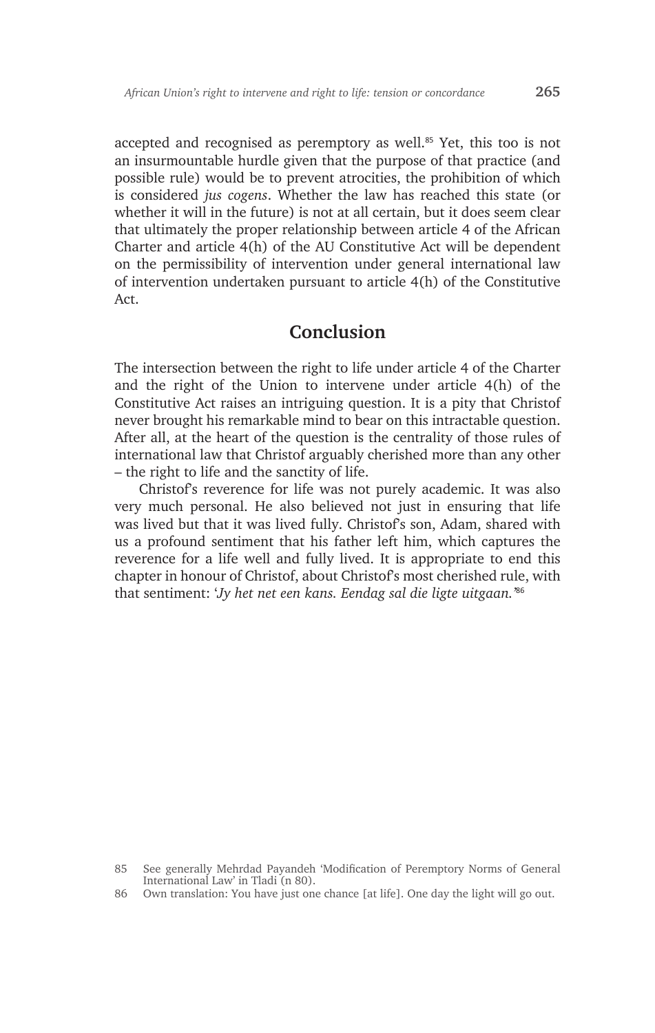accepted and recognised as peremptory as well.[85] Yet, this too is not an insurmountable hurdle given that the purpose of that practice (and possible rule) would be to prevent atrocities, the prohibition of which is considered *jus cogens*. Whether the law has reached this state (or whether it will in the future) is not at all certain, but it does seem clear that ultimately the proper relationship between article 4 of the African Charter and article 4(h) of the AU Constitutive Act will be dependent on the permissibility of intervention under general international law of intervention undertaken pursuant to article 4(h) of the Constitutive Act.

## Conclusion

The intersection between the right to life under article 4 of the Charter and the right of the Union to intervene under article 4(h) of the Constitutive Act raises an intriguing question. It is a pity that Christof never brought his remarkable mind to bear on this intractable question. After all, at the heart of the question is the centrality of those rules of international law that Christof arguably cherished more than any other – the right to life and the sanctity of life.

Christof's reverence for life was not purely academic. It was also very much personal. He also believed not just in ensuring that life was lived but that it was lived fully. Christof's son, Adam, shared with us a profound sentiment that his father left him, which captures the reverence for a life well and fully lived. It is appropriate to end this chapter in honour of Christof, about Christof's most cherished rule, with that sentiment: '*Jy het net een kans. Eendag sal die ligte uitgaan.*'[86]

---

85 See generally Mehrdad Payandeh 'Modification of Peremptory Norms of General International Law' in Tladi (n 80).

86 Own translation: You have just one chance [at life]. One day the light will go out.